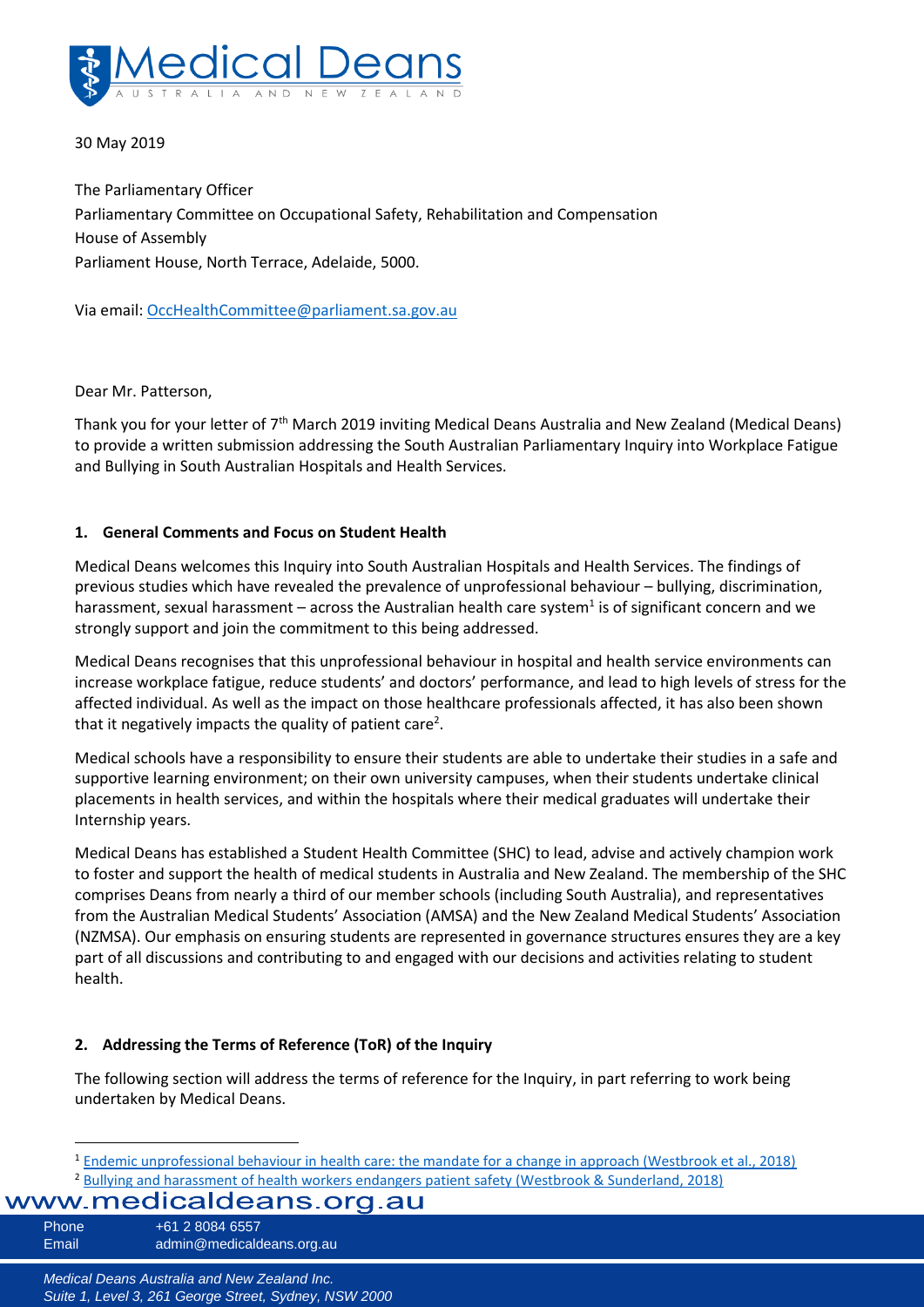30 May 2019

The Parliamentary Officer
Parliamentary Committee on Occupational Safety, Rehabilitation and Compensation
House of Assembly
Parliament House, North Terrace, Adelaide, 5000.

Via email: OccHealthCommittee@parliament.sa.gov.au

Dear Mr. Patterson,

Thank you for your letter of 7th March 2019 inviting Medical Deans Australia and New Zealand (Medical Deans) to provide a written submission addressing the South Australian Parliamentary Inquiry into Workplace Fatigue and Bullying in South Australian Hospitals and Health Services.

## 1. General Comments and Focus on Student Health

Medical Deans welcomes this Inquiry into South Australian Hospitals and Health Services. The findings of previous studies which have revealed the prevalence of unprofessional behaviour – bullying, discrimination, harassment, sexual harassment – across the Australian health care system[1] is of significant concern and we strongly support and join the commitment to this being addressed.

Medical Deans recognises that this unprofessional behaviour in hospital and health service environments can increase workplace fatigue, reduce students' and doctors' performance, and lead to high levels of stress for the affected individual. As well as the impact on those healthcare professionals affected, it has also been shown that it negatively impacts the quality of patient care[2].

Medical schools have a responsibility to ensure their students are able to undertake their studies in a safe and supportive learning environment; on their own university campuses, when their students undertake clinical placements in health services, and within the hospitals where their medical graduates will undertake their Internship years.

Medical Deans has established a Student Health Committee (SHC) to lead, advise and actively champion work to foster and support the health of medical students in Australia and New Zealand. The membership of the SHC comprises Deans from nearly a third of our member schools (including South Australia), and representatives from the Australian Medical Students' Association (AMSA) and the New Zealand Medical Students' Association (NZMSA). Our emphasis on ensuring students are represented in governance structures ensures they are a key part of all discussions and contributing to and engaged with our decisions and activities relating to student health.

## 2. Addressing the Terms of Reference (ToR) of the Inquiry

The following section will address the terms of reference for the Inquiry, in part referring to work being undertaken by Medical Deans.

[1] Endemic unprofessional behaviour in health care: the mandate for a change in approach (Westbrook et al., 2018)

[2] Bullying and harassment of health workers endangers patient safety (Westbrook & Sunderland, 2018)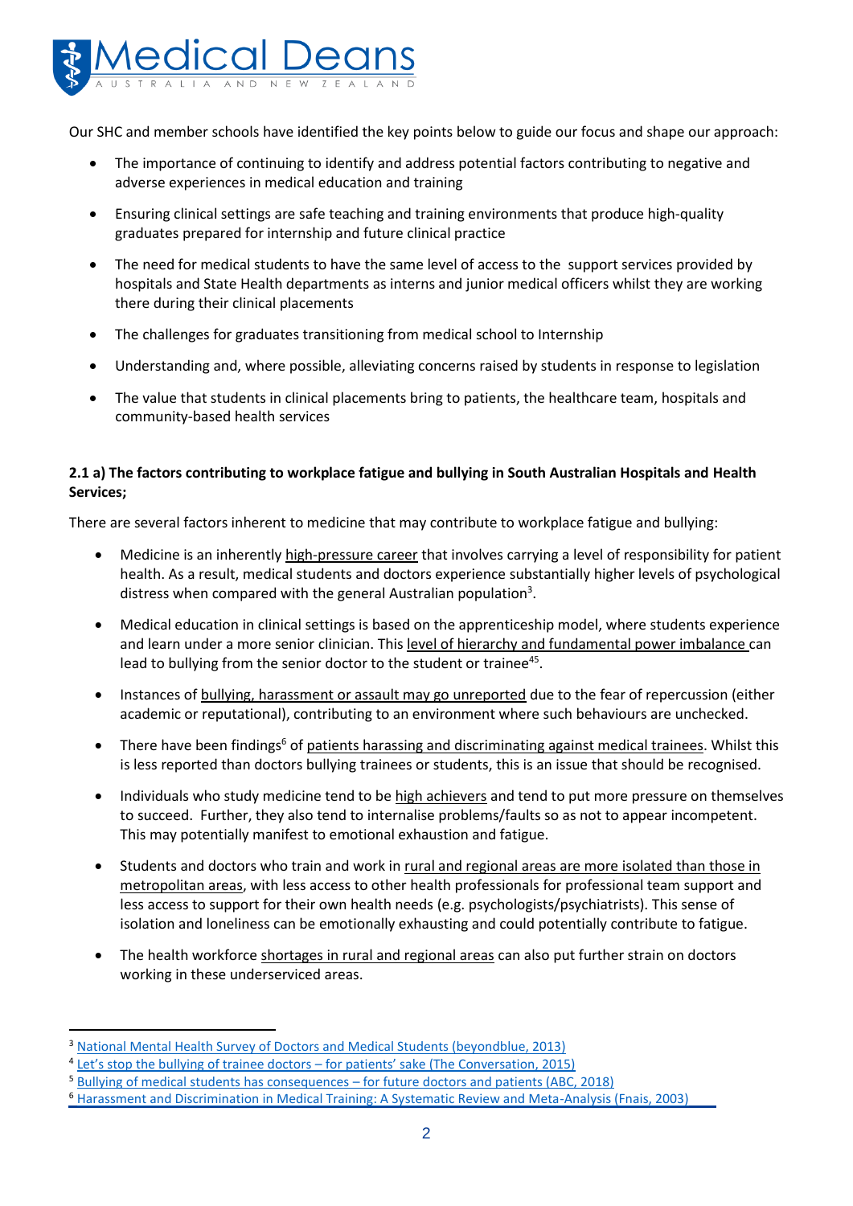Our SHC and member schools have identified the key points below to guide our focus and shape our approach:

- The importance of continuing to identify and address potential factors contributing to negative and adverse experiences in medical education and training
- Ensuring clinical settings are safe teaching and training environments that produce high-quality graduates prepared for internship and future clinical practice
- The need for medical students to have the same level of access to the support services provided by hospitals and State Health departments as interns and junior medical officers whilst they are working there during their clinical placements
- The challenges for graduates transitioning from medical school to Internship
- Understanding and, where possible, alleviating concerns raised by students in response to legislation
- The value that students in clinical placements bring to patients, the healthcare team, hospitals and community-based health services

**2.1 a) The factors contributing to workplace fatigue and bullying in South Australian Hospitals and Health Services;**

There are several factors inherent to medicine that may contribute to workplace fatigue and bullying:

- Medicine is an inherently high-pressure career that involves carrying a level of responsibility for patient health. As a result, medical students and doctors experience substantially higher levels of psychological distress when compared with the general Australian population[3].
- Medical education in clinical settings is based on the apprenticeship model, where students experience and learn under a more senior clinician. This level of hierarchy and fundamental power imbalance can lead to bullying from the senior doctor to the student or trainee[45].
- Instances of bullying, harassment or assault may go unreported due to the fear of repercussion (either academic or reputational), contributing to an environment where such behaviours are unchecked.
- There have been findings[6] of patients harassing and discriminating against medical trainees. Whilst this is less reported than doctors bullying trainees or students, this is an issue that should be recognised.
- Individuals who study medicine tend to be high achievers and tend to put more pressure on themselves to succeed. Further, they also tend to internalise problems/faults so as not to appear incompetent. This may potentially manifest to emotional exhaustion and fatigue.
- Students and doctors who train and work in rural and regional areas are more isolated than those in metropolitan areas, with less access to other health professionals for professional team support and less access to support for their own health needs (e.g. psychologists/psychiatrists). This sense of isolation and loneliness can be emotionally exhausting and could potentially contribute to fatigue.
- The health workforce shortages in rural and regional areas can also put further strain on doctors working in these underserviced areas.

---

[3] National Mental Health Survey of Doctors and Medical Students (beyondblue, 2013)

[4] Let's stop the bullying of trainee doctors – for patients' sake (The Conversation, 2015)

[5] Bullying of medical students has consequences – for future doctors and patients (ABC, 2018)

[6] Harassment and Discrimination in Medical Training: A Systematic Review and Meta-Analysis (Fnais, 2003)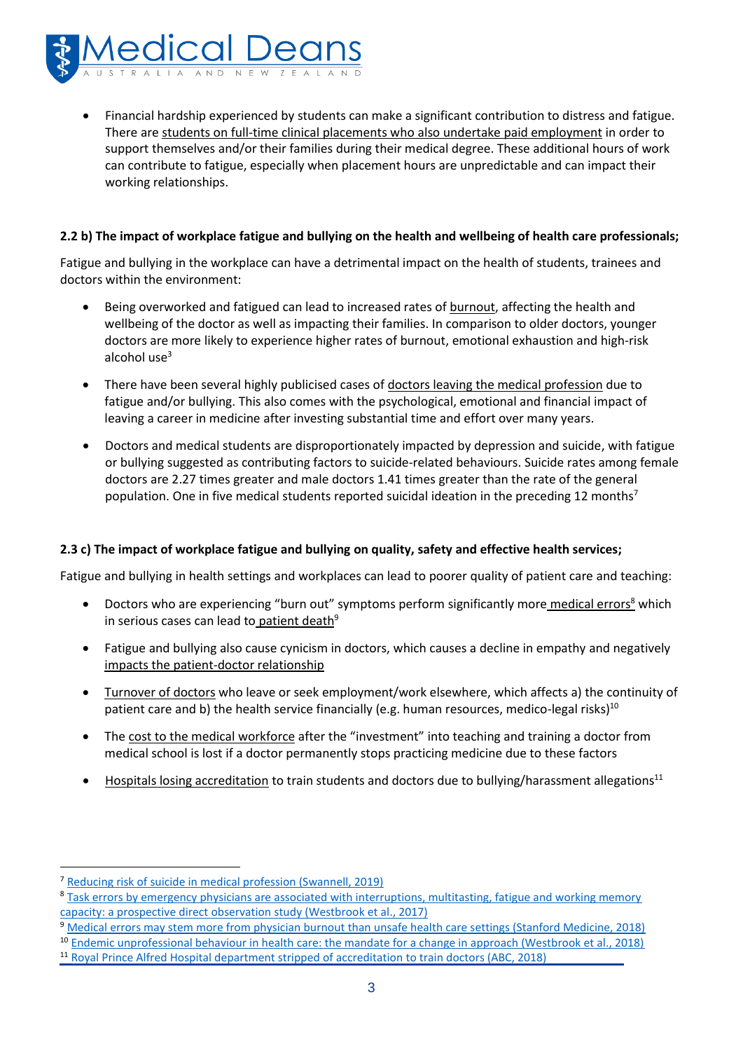- Financial hardship experienced by students can make a significant contribution to distress and fatigue. There are students on full-time clinical placements who also undertake paid employment in order to support themselves and/or their families during their medical degree. These additional hours of work can contribute to fatigue, especially when placement hours are unpredictable and can impact their working relationships.

### 2.2 b) The impact of workplace fatigue and bullying on the health and wellbeing of health care professionals;

Fatigue and bullying in the workplace can have a detrimental impact on the health of students, trainees and doctors within the environment:

- Being overworked and fatigued can lead to increased rates of burnout, affecting the health and wellbeing of the doctor as well as impacting their families. In comparison to older doctors, younger doctors are more likely to experience higher rates of burnout, emotional exhaustion and high-risk alcohol use[3]
- There have been several highly publicised cases of doctors leaving the medical profession due to fatigue and/or bullying. This also comes with the psychological, emotional and financial impact of leaving a career in medicine after investing substantial time and effort over many years.
- Doctors and medical students are disproportionately impacted by depression and suicide, with fatigue or bullying suggested as contributing factors to suicide-related behaviours. Suicide rates among female doctors are 2.27 times greater and male doctors 1.41 times greater than the rate of the general population. One in five medical students reported suicidal ideation in the preceding 12 months[7]

### 2.3 c) The impact of workplace fatigue and bullying on quality, safety and effective health services;

Fatigue and bullying in health settings and workplaces can lead to poorer quality of patient care and teaching:

- Doctors who are experiencing "burn out" symptoms perform significantly more medical errors[8] which in serious cases can lead to patient death[9]
- Fatigue and bullying also cause cynicism in doctors, which causes a decline in empathy and negatively impacts the patient-doctor relationship
- Turnover of doctors who leave or seek employment/work elsewhere, which affects a) the continuity of patient care and b) the health service financially (e.g. human resources, medico-legal risks)[10]
- The cost to the medical workforce after the "investment" into teaching and training a doctor from medical school is lost if a doctor permanently stops practicing medicine due to these factors
- Hospitals losing accreditation to train students and doctors due to bullying/harassment allegations[11]

---

[7] Reducing risk of suicide in medical profession (Swannell, 2019)

[8] Task errors by emergency physicians are associated with interruptions, multitasting, fatigue and working memory capacity: a prospective direct observation study (Westbrook et al., 2017)

[9] Medical errors may stem more from physician burnout than unsafe health care settings (Stanford Medicine, 2018)

[10] Endemic unprofessional behaviour in health care: the mandate for a change in approach (Westbrook et al., 2018)

[11] Royal Prince Alfred Hospital department stripped of accreditation to train doctors (ABC, 2018)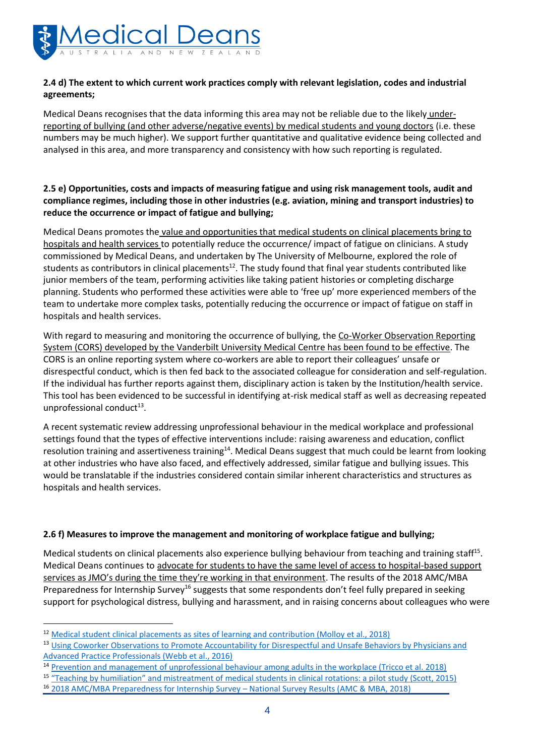**2.4 d) The extent to which current work practices comply with relevant legislation, codes and industrial agreements;**

Medical Deans recognises that the data informing this area may not be reliable due to the likely under-reporting of bullying (and other adverse/negative events) by medical students and young doctors (i.e. these numbers may be much higher). We support further quantitative and qualitative evidence being collected and analysed in this area, and more transparency and consistency with how such reporting is regulated.

**2.5 e) Opportunities, costs and impacts of measuring fatigue and using risk management tools, audit and compliance regimes, including those in other industries (e.g. aviation, mining and transport industries) to reduce the occurrence or impact of fatigue and bullying;**

Medical Deans promotes the value and opportunities that medical students on clinical placements bring to hospitals and health services to potentially reduce the occurrence/ impact of fatigue on clinicians. A study commissioned by Medical Deans, and undertaken by The University of Melbourne, explored the role of students as contributors in clinical placements[12]. The study found that final year students contributed like junior members of the team, performing activities like taking patient histories or completing discharge planning. Students who performed these activities were able to 'free up' more experienced members of the team to undertake more complex tasks, potentially reducing the occurrence or impact of fatigue on staff in hospitals and health services.

With regard to measuring and monitoring the occurrence of bullying, the Co-Worker Observation Reporting System (CORS) developed by the Vanderbilt University Medical Centre has been found to be effective. The CORS is an online reporting system where co-workers are able to report their colleagues' unsafe or disrespectful conduct, which is then fed back to the associated colleague for consideration and self-regulation. If the individual has further reports against them, disciplinary action is taken by the Institution/health service. This tool has been evidenced to be successful in identifying at-risk medical staff as well as decreasing repeated unprofessional conduct[13].

A recent systematic review addressing unprofessional behaviour in the medical workplace and professional settings found that the types of effective interventions include: raising awareness and education, conflict resolution training and assertiveness training[14]. Medical Deans suggest that much could be learnt from looking at other industries who have also faced, and effectively addressed, similar fatigue and bullying issues. This would be translatable if the industries considered contain similar inherent characteristics and structures as hospitals and health services.

**2.6 f) Measures to improve the management and monitoring of workplace fatigue and bullying;**

Medical students on clinical placements also experience bullying behaviour from teaching and training staff[15]. Medical Deans continues to advocate for students to have the same level of access to hospital-based support services as JMO's during the time they're working in that environment. The results of the 2018 AMC/MBA Preparedness for Internship Survey[16] suggests that some respondents don't feel fully prepared in seeking support for psychological distress, bullying and harassment, and in raising concerns about colleagues who were

---

[12] Medical student clinical placements as sites of learning and contribution (Molloy et al., 2018)

[13] Using Coworker Observations to Promote Accountability for Disrespectful and Unsafe Behaviors by Physicians and Advanced Practice Professionals (Webb et al., 2016)

[14] Prevention and management of unprofessional behaviour among adults in the workplace (Tricco et al. 2018)

[15] "Teaching by humiliation" and mistreatment of medical students in clinical rotations: a pilot study (Scott, 2015)

[16] 2018 AMC/MBA Preparedness for Internship Survey – National Survey Results (AMC & MBA, 2018)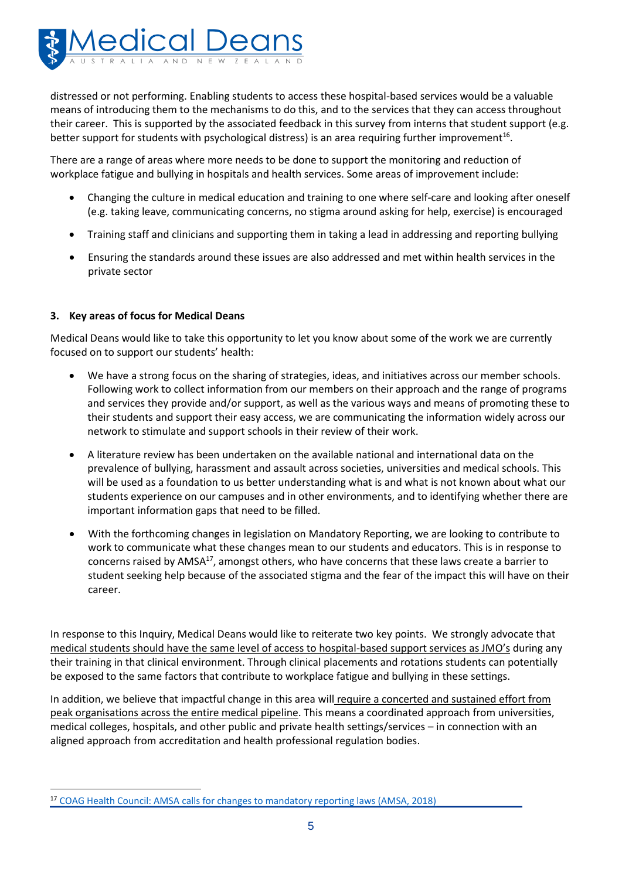distressed or not performing. Enabling students to access these hospital-based services would be a valuable means of introducing them to the mechanisms to do this, and to the services that they can access throughout their career. This is supported by the associated feedback in this survey from interns that student support (e.g. better support for students with psychological distress) is an area requiring further improvement[16].

There are a range of areas where more needs to be done to support the monitoring and reduction of workplace fatigue and bullying in hospitals and health services. Some areas of improvement include:

- Changing the culture in medical education and training to one where self-care and looking after oneself (e.g. taking leave, communicating concerns, no stigma around asking for help, exercise) is encouraged
- Training staff and clinicians and supporting them in taking a lead in addressing and reporting bullying
- Ensuring the standards around these issues are also addressed and met within health services in the private sector

### 3. Key areas of focus for Medical Deans

Medical Deans would like to take this opportunity to let you know about some of the work we are currently focused on to support our students' health:

- We have a strong focus on the sharing of strategies, ideas, and initiatives across our member schools. Following work to collect information from our members on their approach and the range of programs and services they provide and/or support, as well as the various ways and means of promoting these to their students and support their easy access, we are communicating the information widely across our network to stimulate and support schools in their review of their work.
- A literature review has been undertaken on the available national and international data on the prevalence of bullying, harassment and assault across societies, universities and medical schools. This will be used as a foundation to us better understanding what is and what is not known about what our students experience on our campuses and in other environments, and to identifying whether there are important information gaps that need to be filled.
- With the forthcoming changes in legislation on Mandatory Reporting, we are looking to contribute to work to communicate what these changes mean to our students and educators. This is in response to concerns raised by AMSA[17], amongst others, who have concerns that these laws create a barrier to student seeking help because of the associated stigma and the fear of the impact this will have on their career.

In response to this Inquiry, Medical Deans would like to reiterate two key points. We strongly advocate that medical students should have the same level of access to hospital-based support services as JMO's during any their training in that clinical environment. Through clinical placements and rotations students can potentially be exposed to the same factors that contribute to workplace fatigue and bullying in these settings.

In addition, we believe that impactful change in this area will require a concerted and sustained effort from peak organisations across the entire medical pipeline. This means a coordinated approach from universities, medical colleges, hospitals, and other public and private health settings/services – in connection with an aligned approach from accreditation and health professional regulation bodies.

---

[17] COAG Health Council: AMSA calls for changes to mandatory reporting laws (AMSA, 2018)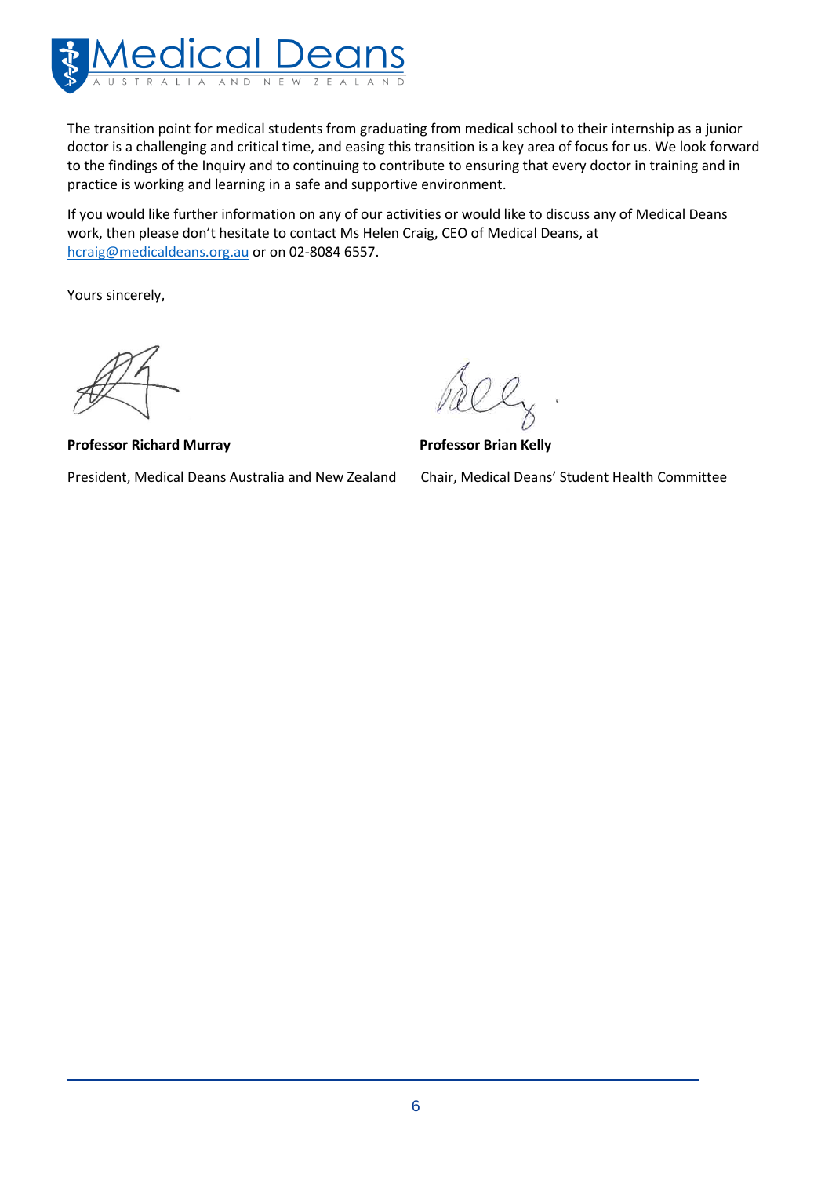The transition point for medical students from graduating from medical school to their internship as a junior doctor is a challenging and critical time, and easing this transition is a key area of focus for us. We look forward to the findings of the Inquiry and to continuing to contribute to ensuring that every doctor in training and in practice is working and learning in a safe and supportive environment.

If you would like further information on any of our activities or would like to discuss any of Medical Deans work, then please don't hesitate to contact Ms Helen Craig, CEO of Medical Deans, at hcraig@medicaldeans.org.au or on 02-8084 6557.

Yours sincerely,

**Professor Richard Murray**

President, Medical Deans Australia and New Zealand

**Professor Brian Kelly**

Chair, Medical Deans' Student Health Committee